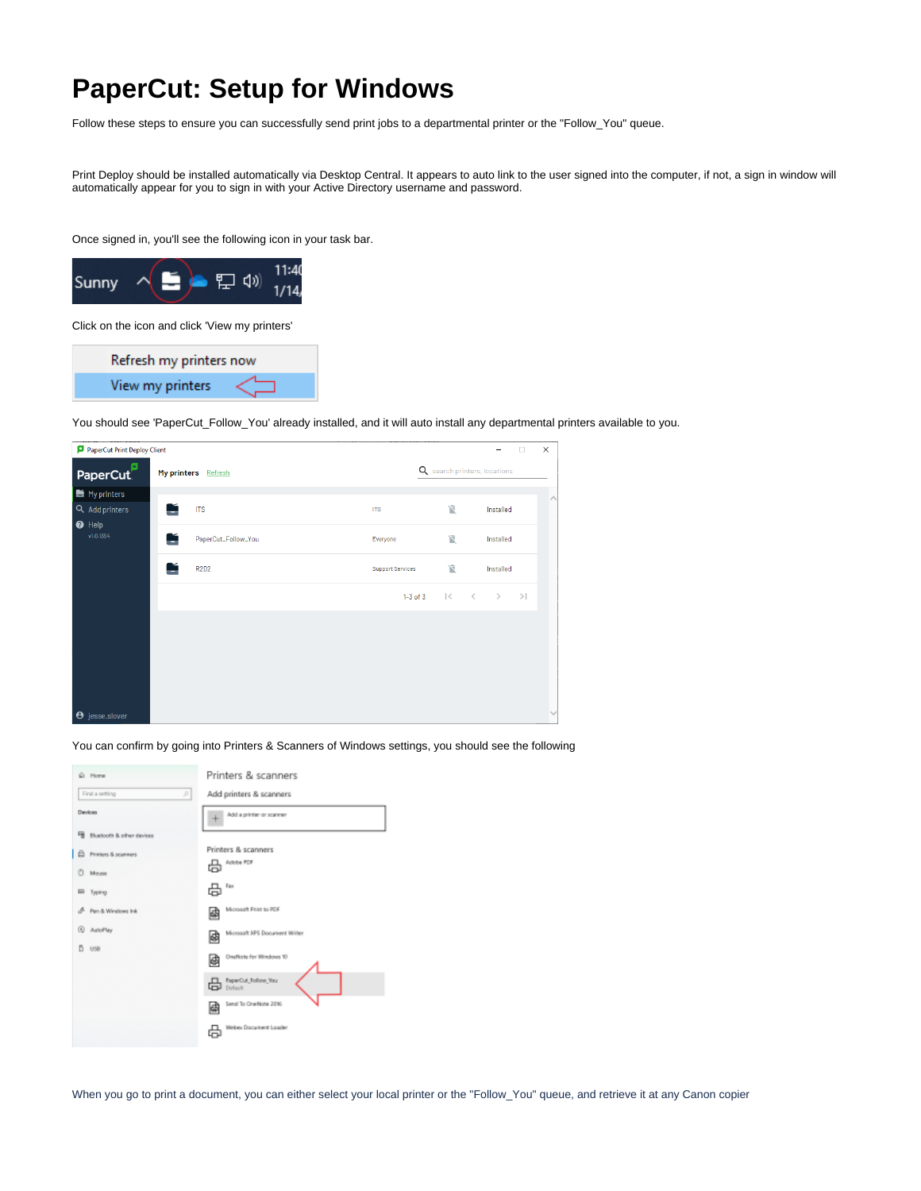# PaperCut: Setup for Windows

Follow these steps to ensure you can successfully send print jobs to a departmental printer or the "Follow_You" queue.

Print Deploy should be installed automatically via Desktop Central. It appears to auto link to the user signed into the computer, if not, a sign in window will automatically appear for you to sign in with your Active Directory username and password.

Once signed in, you'll see the following icon in your task bar.

Click on the icon and click 'View my printers'

You should see 'PaperCut_Follow_You' already installed, and it will auto install any departmental printers available to you.

You can confirm by going into Printers & Scanners of Windows settings, you should see the following

When you go to print a document, you can either select your local printer or the "Follow_You" queue, and retrieve it at any Canon copier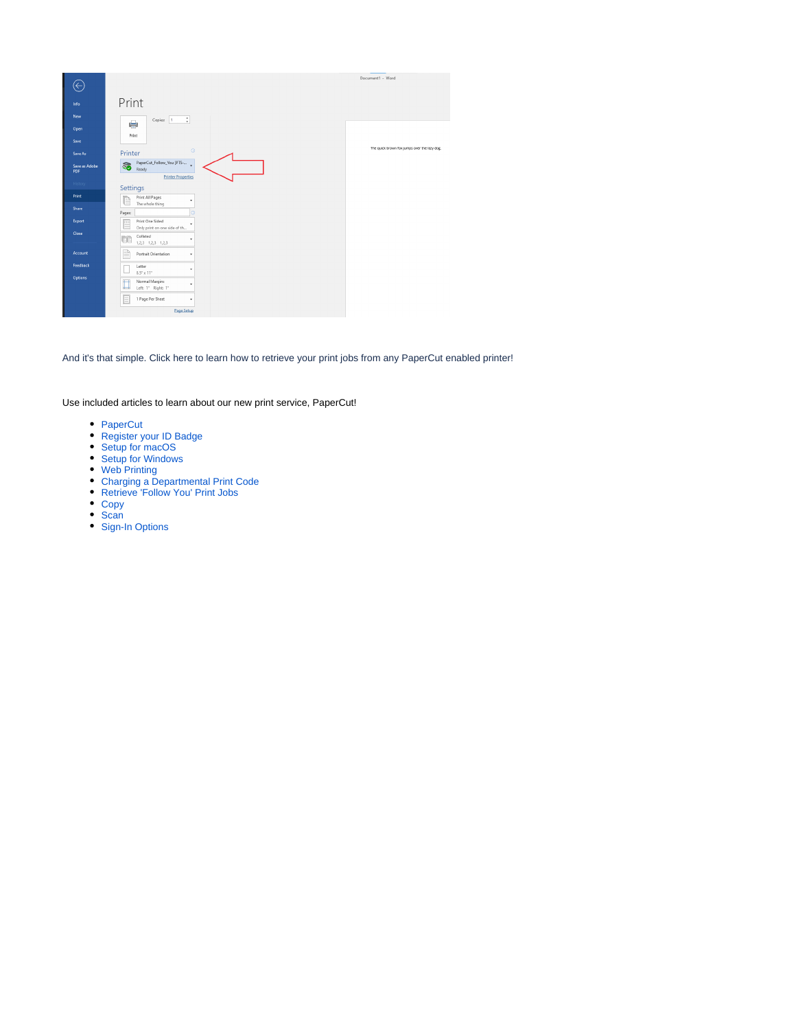And it's that simple. Click here to learn how to retrieve your print jobs from any PaperCut enabled printer!

Use included articles to learn about our new print service, PaperCut!

- PaperCut
- Register your ID Badge
- Setup for macOS
- Setup for Windows
- Web Printing
- Charging a Departmental Print Code
- Retrieve 'Follow You' Print Jobs
- Copy
- Scan
- Sign-In Options